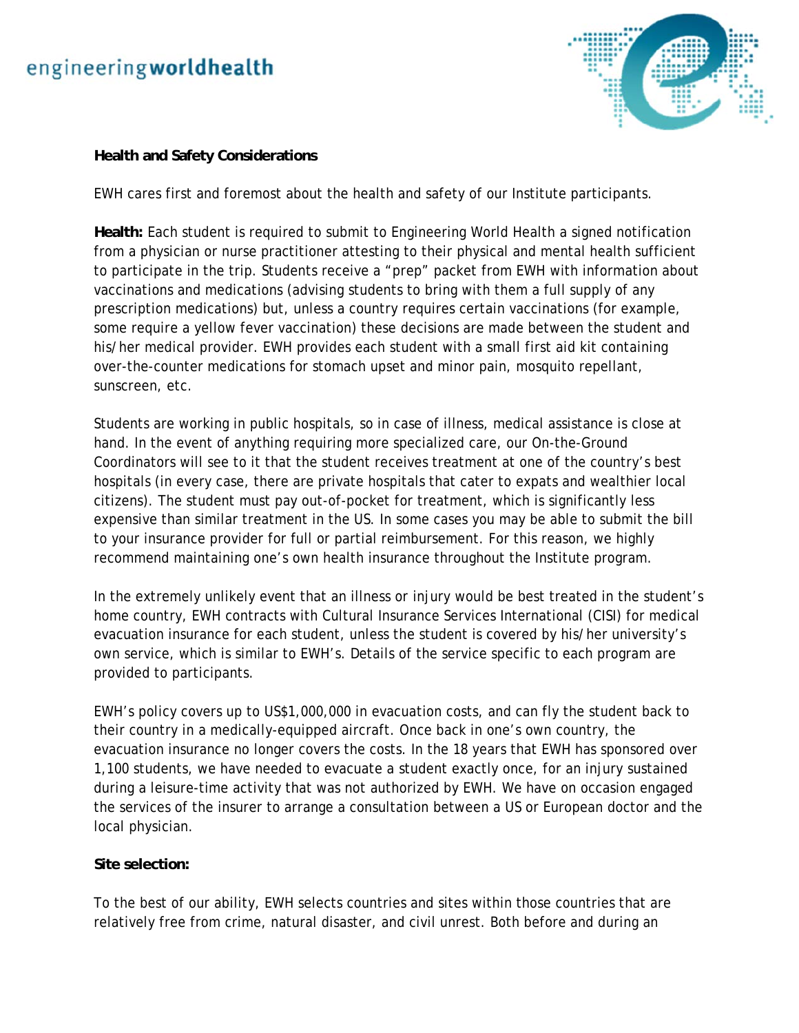engineering**worldhealth**

**Health and Safety Considerations**

EWH cares first and foremost about the health and safety of our Institute participants.

**Health:** Each student is required to submit to Engineering World Health a signed notification from a physician or nurse practitioner attesting to their physical and mental health sufficient to participate in the trip. Students receive a "prep" packet from EWH with information about vaccinations and medications (advising students to bring with them a full supply of any prescription medications) but, unless a country requires certain vaccinations (for example, some require a yellow fever vaccination) these decisions are made between the student and his/her medical provider. EWH provides each student with a small first aid kit containing over-the-counter medications for stomach upset and minor pain, mosquito repellant, sunscreen, etc.

Students are working in public hospitals, so in case of illness, medical assistance is close at hand. In the event of anything requiring more specialized care, our On-the-Ground Coordinators will see to it that the student receives treatment at one of the country's best hospitals (in every case, there are private hospitals that cater to expats and wealthier local citizens). The student must pay out-of-pocket for treatment, which is significantly less expensive than similar treatment in the US. In some cases you may be able to submit the bill to your insurance provider for full or partial reimbursement. For this reason, we highly recommend maintaining one's own health insurance throughout the Institute program.

In the extremely unlikely event that an illness or injury would be best treated in the student's home country, EWH contracts with Cultural Insurance Services International (CISI) for medical evacuation insurance for each student, unless the student is covered by his/her university's own service, which is similar to EWH's. Details of the service specific to each program are provided to participants.

EWH's policy covers up to US$1,000,000 in evacuation costs, and can fly the student back to their country in a medically-equipped aircraft. Once back in one's own country, the evacuation insurance no longer covers the costs. In the 18 years that EWH has sponsored over 1,100 students, we have needed to evacuate a student exactly once, for an injury sustained during a leisure-time activity that was not authorized by EWH. We have on occasion engaged the services of the insurer to arrange a consultation between a US or European doctor and the local physician.

**Site selection:**

To the best of our ability, EWH selects countries and sites within those countries that are relatively free from crime, natural disaster, and civil unrest. Both before and during an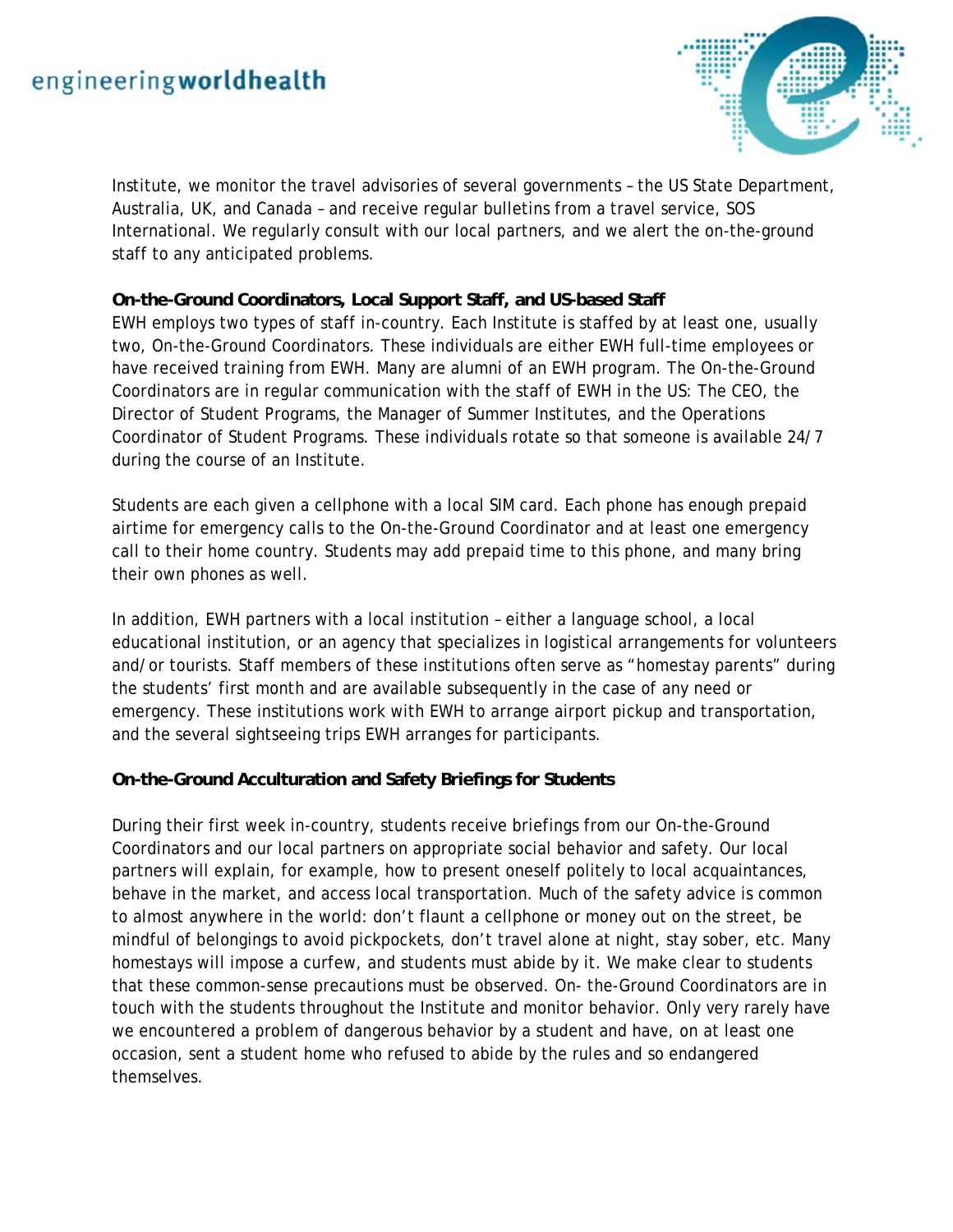Institute, we monitor the travel advisories of several governments – the US State Department, Australia, UK, and Canada – and receive regular bulletins from a travel service, SOS International. We regularly consult with our local partners, and we alert the on-the-ground staff to any anticipated problems.

**On-the-Ground Coordinators, Local Support Staff, and US-based Staff**

EWH employs two types of staff in-country. Each Institute is staffed by at least one, usually two, On-the-Ground Coordinators. These individuals are either EWH full-time employees or have received training from EWH. Many are alumni of an EWH program. The On-the-Ground Coordinators are in regular communication with the staff of EWH in the US: The CEO, the Director of Student Programs, the Manager of Summer Institutes, and the Operations Coordinator of Student Programs. These individuals rotate so that someone is available 24/7 during the course of an Institute.

Students are each given a cellphone with a local SIM card. Each phone has enough prepaid airtime for emergency calls to the On-the-Ground Coordinator and at least one emergency call to their home country. Students may add prepaid time to this phone, and many bring their own phones as well.

In addition, EWH partners with a local institution – either a language school, a local educational institution, or an agency that specializes in logistical arrangements for volunteers and/or tourists. Staff members of these institutions often serve as "homestay parents" during the students' first month and are available subsequently in the case of any need or emergency. These institutions work with EWH to arrange airport pickup and transportation, and the several sightseeing trips EWH arranges for participants.

**On-the-Ground Acculturation and Safety Briefings for Students**

During their first week in-country, students receive briefings from our On-the-Ground Coordinators and our local partners on appropriate social behavior and safety. Our local partners will explain, for example, how to present oneself politely to local acquaintances, behave in the market, and access local transportation. Much of the safety advice is common to almost anywhere in the world: don't flaunt a cellphone or money out on the street, be mindful of belongings to avoid pickpockets, don't travel alone at night, stay sober, etc. Many homestays will impose a curfew, and students must abide by it. We make clear to students that these common-sense precautions must be observed. On- the-Ground Coordinators are in touch with the students throughout the Institute and monitor behavior. Only very rarely have we encountered a problem of dangerous behavior by a student and have, on at least one occasion, sent a student home who refused to abide by the rules and so endangered themselves.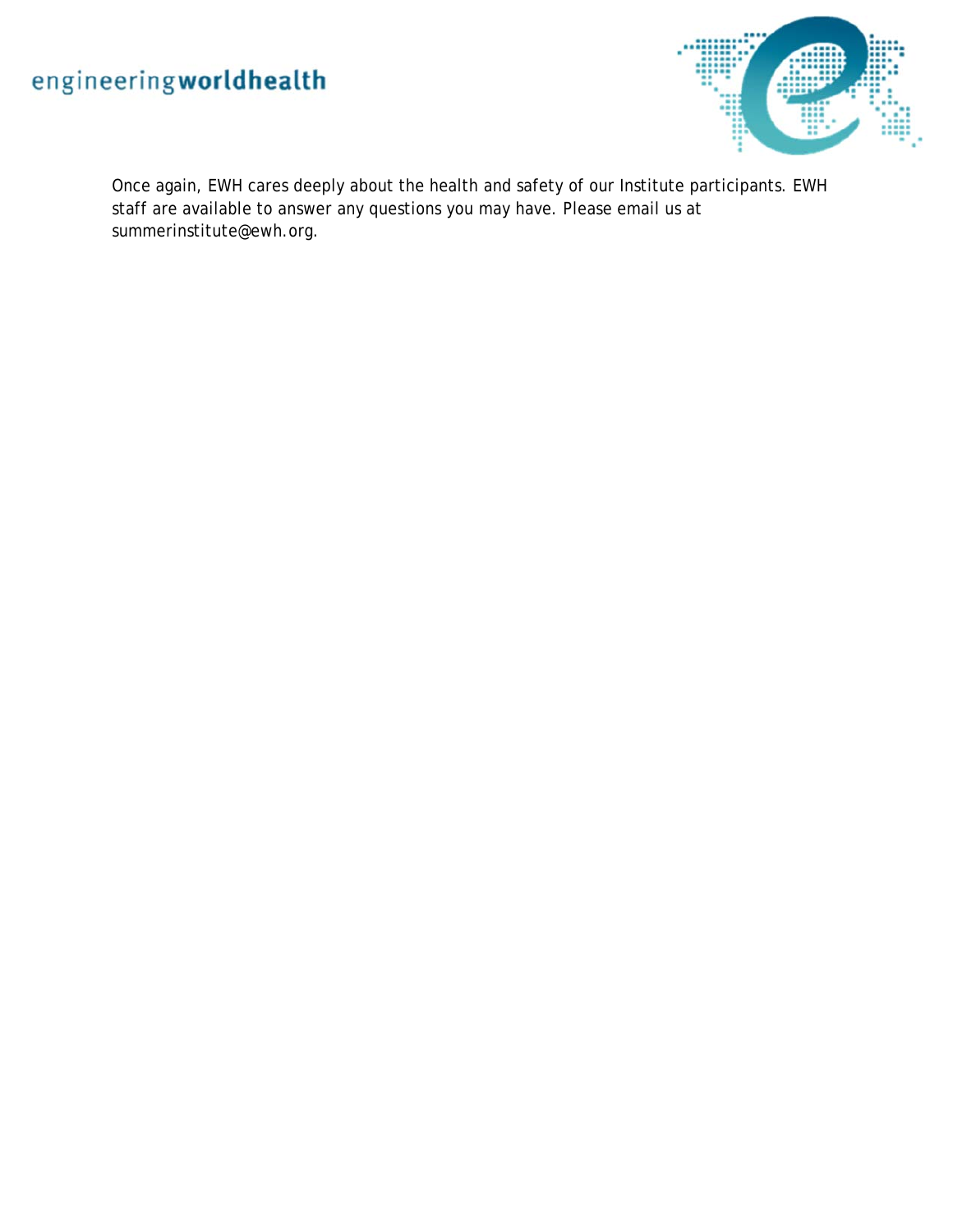Once again, EWH cares deeply about the health and safety of our Institute participants. EWH staff are available to answer any questions you may have. Please email us at summerinstitute@ewh.org.